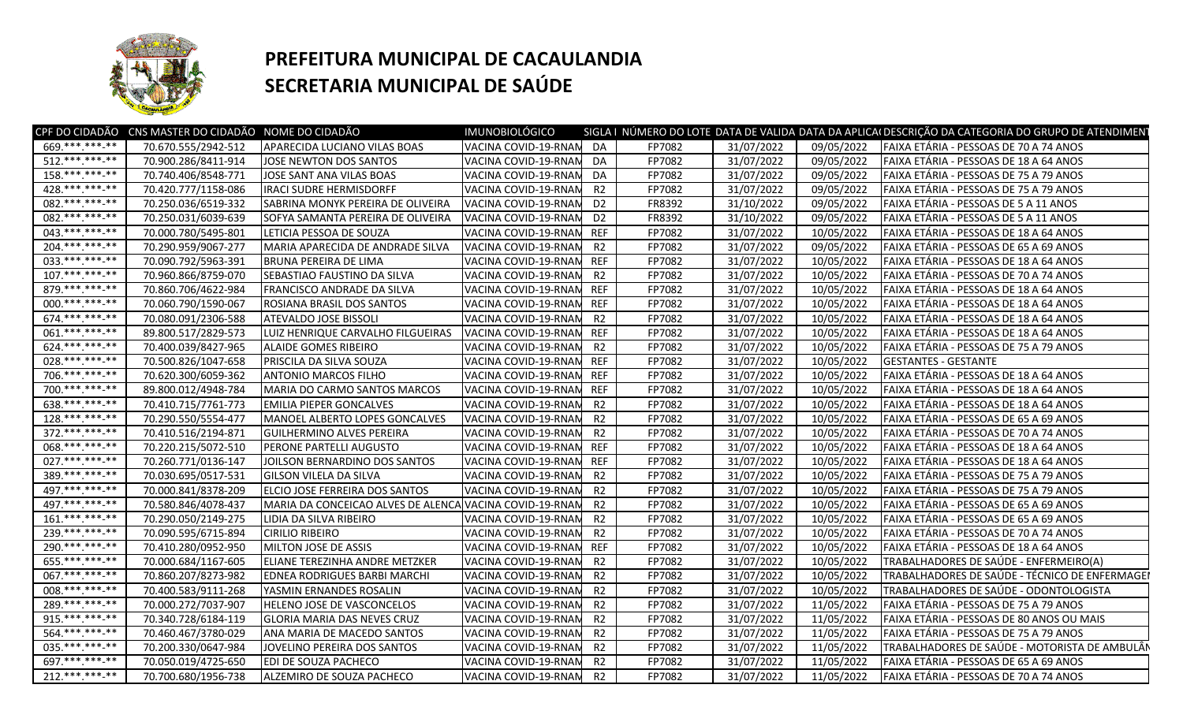# PREFEITURA MUNICIPAL DE CACAULANDIA

# SECRETARIA MUNICIPAL DE SAÚDE

| CPF DO CIDADÃO | CNS MASTER DO CIDADÃO | NOME DO CIDADÃO | IMUNOBIOLÓGICO | SIGLA I | NÚMERO DO LOTE | DATA DE VALIDA | DATA DA APLICA | DESCRIÇÃO DA CATEGORIA DO GRUPO DE ATENDIMEN |
|---|---|---|---|---|---|---|---|---|
| 669.***.***-** | 70.670.555/2942-512 | APARECIDA LUCIANO VILAS BOAS | VACINA COVID-19-RNAM | DA | FP7082 | 31/07/2022 | 09/05/2022 | FAIXA ETÁRIA - PESSOAS DE 70 A 74 ANOS |
| 512.***.***-** | 70.900.286/8411-914 | JOSE NEWTON DOS SANTOS | VACINA COVID-19-RNAM | DA | FP7082 | 31/07/2022 | 09/05/2022 | FAIXA ETÁRIA - PESSOAS DE 18 A 64 ANOS |
| 158.***.***-** | 70.740.406/8548-771 | JOSE SANT ANA VILAS BOAS | VACINA COVID-19-RNAM | DA | FP7082 | 31/07/2022 | 09/05/2022 | FAIXA ETÁRIA - PESSOAS DE 75 A 79 ANOS |
| 428.***.***-** | 70.420.777/1158-086 | IRACI SUDRE HERMISDORFF | VACINA COVID-19-RNAM | R2 | FP7082 | 31/07/2022 | 09/05/2022 | FAIXA ETÁRIA - PESSOAS DE 75 A 79 ANOS |
| 082.***.***-** | 70.250.036/6519-332 | SABRINA MONYK PEREIRA DE OLIVEIRA | VACINA COVID-19-RNAM | D2 | FR8392 | 31/10/2022 | 09/05/2022 | FAIXA ETÁRIA - PESSOAS DE 5 A 11 ANOS |
| 082.***.***-** | 70.250.031/6039-639 | SOFYA SAMANTA PEREIRA DE OLIVEIRA | VACINA COVID-19-RNAM | D2 | FR8392 | 31/10/2022 | 09/05/2022 | FAIXA ETÁRIA - PESSOAS DE 5 A 11 ANOS |
| 043.***.***-** | 70.000.780/5495-801 | LETICIA PESSOA DE SOUZA | VACINA COVID-19-RNAM | REF | FP7082 | 31/07/2022 | 10/05/2022 | FAIXA ETÁRIA - PESSOAS DE 18 A 64 ANOS |
| 204.***.***-** | 70.290.959/9067-277 | MARIA APARECIDA DE ANDRADE SILVA | VACINA COVID-19-RNAM | R2 | FP7082 | 31/07/2022 | 09/05/2022 | FAIXA ETÁRIA - PESSOAS DE 65 A 69 ANOS |
| 033.***.***-** | 70.090.792/5963-391 | BRUNA PEREIRA DE LIMA | VACINA COVID-19-RNAM | REF | FP7082 | 31/07/2022 | 10/05/2022 | FAIXA ETÁRIA - PESSOAS DE 18 A 64 ANOS |
| 107.***.***-** | 70.960.866/8759-070 | SEBASTIAO FAUSTINO DA SILVA | VACINA COVID-19-RNAM | R2 | FP7082 | 31/07/2022 | 10/05/2022 | FAIXA ETÁRIA - PESSOAS DE 70 A 74 ANOS |
| 879.***.***-** | 70.860.706/4622-984 | FRANCISCO ANDRADE DA SILVA | VACINA COVID-19-RNAM | REF | FP7082 | 31/07/2022 | 10/05/2022 | FAIXA ETÁRIA - PESSOAS DE 18 A 64 ANOS |
| 000.***.***-** | 70.060.790/1590-067 | ROSIANA BRASIL DOS SANTOS | VACINA COVID-19-RNAM | REF | FP7082 | 31/07/2022 | 10/05/2022 | FAIXA ETÁRIA - PESSOAS DE 18 A 64 ANOS |
| 674.***.***-** | 70.080.091/2306-588 | ATEVALDO JOSE BISSOLI | VACINA COVID-19-RNAM | R2 | FP7082 | 31/07/2022 | 10/05/2022 | FAIXA ETÁRIA - PESSOAS DE 18 A 64 ANOS |
| 061.***.***-** | 89.800.517/2829-573 | LUIZ HENRIQUE CARVALHO FILGUEIRAS | VACINA COVID-19-RNAM | REF | FP7082 | 31/07/2022 | 10/05/2022 | FAIXA ETÁRIA - PESSOAS DE 18 A 64 ANOS |
| 624.***.***-** | 70.400.039/8427-965 | ALAIDE GOMES RIBEIRO | VACINA COVID-19-RNAM | R2 | FP7082 | 31/07/2022 | 10/05/2022 | FAIXA ETÁRIA - PESSOAS DE 75 A 79 ANOS |
| 028.***.***-** | 70.500.826/1047-658 | PRISCILA DA SILVA SOUZA | VACINA COVID-19-RNAM | REF | FP7082 | 31/07/2022 | 10/05/2022 | GESTANTES - GESTANTE |
| 706.***.***-** | 70.620.300/6059-362 | ANTONIO MARCOS FILHO | VACINA COVID-19-RNAM | REF | FP7082 | 31/07/2022 | 10/05/2022 | FAIXA ETÁRIA - PESSOAS DE 18 A 64 ANOS |
| 700.***.***-** | 89.800.012/4948-784 | MARIA DO CARMO SANTOS MARCOS | VACINA COVID-19-RNAM | REF | FP7082 | 31/07/2022 | 10/05/2022 | FAIXA ETÁRIA - PESSOAS DE 18 A 64 ANOS |
| 638.***.***-** | 70.410.715/7761-773 | EMILIA PIEPER GONCALVES | VACINA COVID-19-RNAM | R2 | FP7082 | 31/07/2022 | 10/05/2022 | FAIXA ETÁRIA - PESSOAS DE 18 A 64 ANOS |
| 128.***.***-** | 70.290.550/5554-477 | MANOEL ALBERTO LOPES GONCALVES | VACINA COVID-19-RNAM | R2 | FP7082 | 31/07/2022 | 10/05/2022 | FAIXA ETÁRIA - PESSOAS DE 65 A 69 ANOS |
| 372.***.***-** | 70.410.516/2194-871 | GUILHERMINO ALVES PEREIRA | VACINA COVID-19-RNAM | R2 | FP7082 | 31/07/2022 | 10/05/2022 | FAIXA ETÁRIA - PESSOAS DE 70 A 74 ANOS |
| 068.***.***-** | 70.220.215/5072-510 | PERONE PARTELLI AUGUSTO | VACINA COVID-19-RNAM | REF | FP7082 | 31/07/2022 | 10/05/2022 | FAIXA ETÁRIA - PESSOAS DE 18 A 64 ANOS |
| 027.***.***-** | 70.260.771/0136-147 | JOILSON BERNARDINO DOS SANTOS | VACINA COVID-19-RNAM | REF | FP7082 | 31/07/2022 | 10/05/2022 | FAIXA ETÁRIA - PESSOAS DE 18 A 64 ANOS |
| 389.***.***-** | 70.030.695/0517-531 | GILSON VILELA DA SILVA | VACINA COVID-19-RNAM | R2 | FP7082 | 31/07/2022 | 10/05/2022 | FAIXA ETÁRIA - PESSOAS DE 75 A 79 ANOS |
| 497.***.***-** | 70.000.841/8378-209 | ELCIO JOSE FERREIRA DOS SANTOS | VACINA COVID-19-RNAM | R2 | FP7082 | 31/07/2022 | 10/05/2022 | FAIXA ETÁRIA - PESSOAS DE 75 A 79 ANOS |
| 497.***.***-** | 70.580.846/4078-437 | MARIA DA CONCEICAO ALVES DE ALENCA | VACINA COVID-19-RNAM | R2 | FP7082 | 31/07/2022 | 10/05/2022 | FAIXA ETÁRIA - PESSOAS DE 65 A 69 ANOS |
| 161.***.***-** | 70.290.050/2149-275 | LIDIA DA SILVA RIBEIRO | VACINA COVID-19-RNAM | R2 | FP7082 | 31/07/2022 | 10/05/2022 | FAIXA ETÁRIA - PESSOAS DE 65 A 69 ANOS |
| 239.***.***-** | 70.090.595/6715-894 | CIRILIO RIBEIRO | VACINA COVID-19-RNAM | R2 | FP7082 | 31/07/2022 | 10/05/2022 | FAIXA ETÁRIA - PESSOAS DE 70 A 74 ANOS |
| 290.***.***-** | 70.410.280/0952-950 | MILTON JOSE DE ASSIS | VACINA COVID-19-RNAM | REF | FP7082 | 31/07/2022 | 10/05/2022 | FAIXA ETÁRIA - PESSOAS DE 18 A 64 ANOS |
| 655.***.***-** | 70.000.684/1167-605 | ELIANE TEREZINHA ANDRE METZKER | VACINA COVID-19-RNAM | R2 | FP7082 | 31/07/2022 | 10/05/2022 | TRABALHADORES DE SAÚDE - ENFERMEIRO(A) |
| 067.***.***-** | 70.860.207/8273-982 | EDNEA RODRIGUES BARBI MARCHI | VACINA COVID-19-RNAM | R2 | FP7082 | 31/07/2022 | 10/05/2022 | TRABALHADORES DE SAÚDE - TÉCNICO DE ENFERMAGE |
| 008.***.***-** | 70.400.583/9111-268 | YASMIN ERNANDES ROSALIN | VACINA COVID-19-RNAM | R2 | FP7082 | 31/07/2022 | 10/05/2022 | TRABALHADORES DE SAÚDE - ODONTOLOGISTA |
| 289.***.***-** | 70.000.272/7037-907 | HELENO JOSE DE VASCONCELOS | VACINA COVID-19-RNAM | R2 | FP7082 | 31/07/2022 | 11/05/2022 | FAIXA ETÁRIA - PESSOAS DE 75 A 79 ANOS |
| 915.***.***-** | 70.340.728/6184-119 | GLORIA MARIA DAS NEVES CRUZ | VACINA COVID-19-RNAM | R2 | FP7082 | 31/07/2022 | 11/05/2022 | FAIXA ETÁRIA - PESSOAS DE 80 ANOS OU MAIS |
| 564.***.***-** | 70.460.467/3780-029 | ANA MARIA DE MACEDO SANTOS | VACINA COVID-19-RNAM | R2 | FP7082 | 31/07/2022 | 11/05/2022 | FAIXA ETÁRIA - PESSOAS DE 75 A 79 ANOS |
| 035.***.***-** | 70.200.330/0647-984 | JOVELINO PEREIRA DOS SANTOS | VACINA COVID-19-RNAM | R2 | FP7082 | 31/07/2022 | 11/05/2022 | TRABALHADORES DE SAÚDE - MOTORISTA DE AMBULÂN |
| 697.***.***-** | 70.050.019/4725-650 | EDI DE SOUZA PACHECO | VACINA COVID-19-RNAM | R2 | FP7082 | 31/07/2022 | 11/05/2022 | FAIXA ETÁRIA - PESSOAS DE 65 A 69 ANOS |
| 212.***.***-** | 70.700.680/1956-738 | ALZEMIRO DE SOUZA PACHECO | VACINA COVID-19-RNAM | R2 | FP7082 | 31/07/2022 | 11/05/2022 | FAIXA ETÁRIA - PESSOAS DE 70 A 74 ANOS |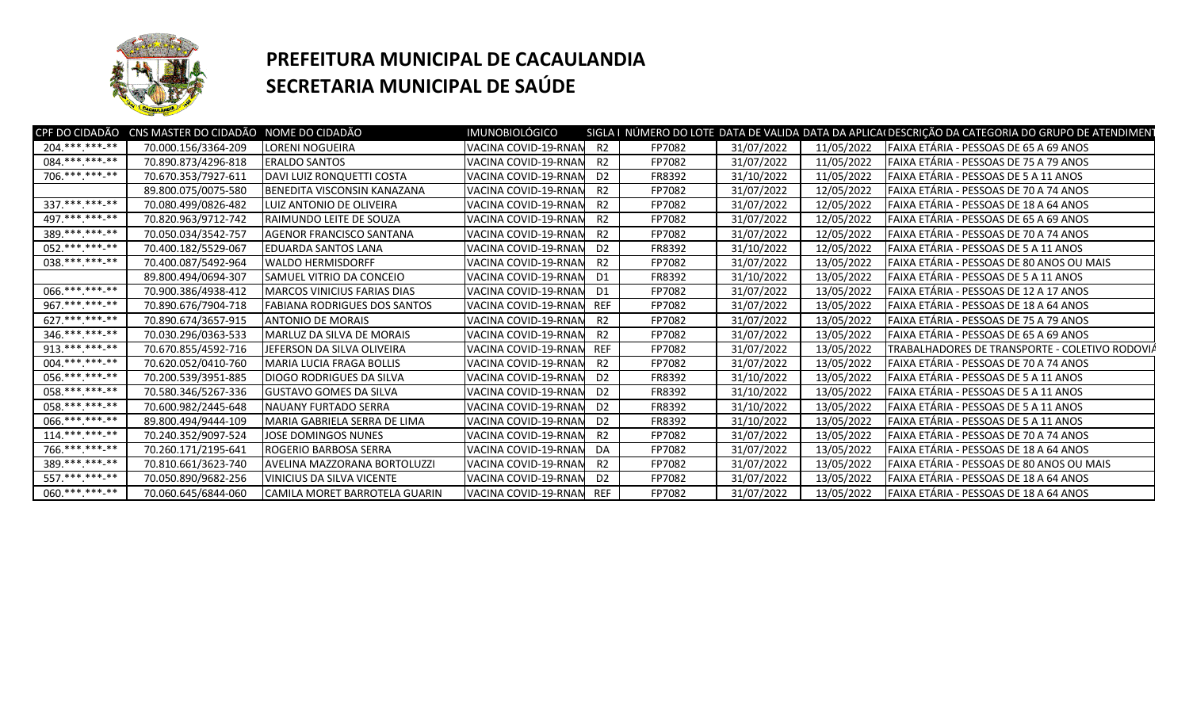# PREFEITURA MUNICIPAL DE CACAULANDIA
# SECRETARIA MUNICIPAL DE SAÚDE

| CPF DO CIDADÃO | CNS MASTER DO CIDADÃO | NOME DO CIDADÃO | IMUNOBIOLÓGICO | SIGLA I | NÚMERO DO LOTE | DATA DE VALIDA | DATA DA APLICA | DESCRIÇÃO DA CATEGORIA DO GRUPO DE ATENDIMEN |
|---|---|---|---|---|---|---|---|---|
| 204.***.***-** | 70.000.156/3364-209 | LORENI NOGUEIRA | VACINA COVID-19-RNAM | R2 | FP7082 | 31/07/2022 | 11/05/2022 | FAIXA ETÁRIA - PESSOAS DE 65 A 69 ANOS |
| 084.***.***-** | 70.890.873/4296-818 | ERALDO SANTOS | VACINA COVID-19-RNAM | R2 | FP7082 | 31/07/2022 | 11/05/2022 | FAIXA ETÁRIA - PESSOAS DE 75 A 79 ANOS |
| 706.***.***-** | 70.670.353/7927-611 | DAVI LUIZ RONQUETTI COSTA | VACINA COVID-19-RNAM | D2 | FR8392 | 31/10/2022 | 11/05/2022 | FAIXA ETÁRIA - PESSOAS DE 5 A 11 ANOS |
| | 89.800.075/0075-580 | BENEDITA VISCONSIN KANAZANA | VACINA COVID-19-RNAM | R2 | FP7082 | 31/07/2022 | 12/05/2022 | FAIXA ETÁRIA - PESSOAS DE 70 A 74 ANOS |
| 337.***.***-** | 70.080.499/0826-482 | LUIZ ANTONIO DE OLIVEIRA | VACINA COVID-19-RNAM | R2 | FP7082 | 31/07/2022 | 12/05/2022 | FAIXA ETÁRIA - PESSOAS DE 18 A 64 ANOS |
| 497.***.***-** | 70.820.963/9712-742 | RAIMUNDO LEITE DE SOUZA | VACINA COVID-19-RNAM | R2 | FP7082 | 31/07/2022 | 12/05/2022 | FAIXA ETÁRIA - PESSOAS DE 65 A 69 ANOS |
| 389.***.***-** | 70.050.034/3542-757 | AGENOR FRANCISCO SANTANA | VACINA COVID-19-RNAM | R2 | FP7082 | 31/07/2022 | 12/05/2022 | FAIXA ETÁRIA - PESSOAS DE 70 A 74 ANOS |
| 052.***.***-** | 70.400.182/5529-067 | EDUARDA SANTOS LANA | VACINA COVID-19-RNAM | D2 | FR8392 | 31/10/2022 | 12/05/2022 | FAIXA ETÁRIA - PESSOAS DE 5 A 11 ANOS |
| 038.***.***-** | 70.400.087/5492-964 | WALDO HERMISDORFF | VACINA COVID-19-RNAM | R2 | FP7082 | 31/07/2022 | 13/05/2022 | FAIXA ETÁRIA - PESSOAS DE 80 ANOS OU MAIS |
| | 89.800.494/0694-307 | SAMUEL VITRIO DA CONCEIO | VACINA COVID-19-RNAM | D1 | FR8392 | 31/10/2022 | 13/05/2022 | FAIXA ETÁRIA - PESSOAS DE 5 A 11 ANOS |
| 066.***.***-** | 70.900.386/4938-412 | MARCOS VINICIUS FARIAS DIAS | VACINA COVID-19-RNAM | D1 | FP7082 | 31/07/2022 | 13/05/2022 | FAIXA ETÁRIA - PESSOAS DE 12 A 17 ANOS |
| 967.***.***-** | 70.890.676/7904-718 | FABIANA RODRIGUES DOS SANTOS | VACINA COVID-19-RNAM | REF | FP7082 | 31/07/2022 | 13/05/2022 | FAIXA ETÁRIA - PESSOAS DE 18 A 64 ANOS |
| 627.***.***-** | 70.890.674/3657-915 | ANTONIO DE MORAIS | VACINA COVID-19-RNAM | R2 | FP7082 | 31/07/2022 | 13/05/2022 | FAIXA ETÁRIA - PESSOAS DE 75 A 79 ANOS |
| 346.***.***-** | 70.030.296/0363-533 | MARLUZ DA SILVA DE MORAIS | VACINA COVID-19-RNAM | R2 | FP7082 | 31/07/2022 | 13/05/2022 | FAIXA ETÁRIA - PESSOAS DE 65 A 69 ANOS |
| 913.***.***-** | 70.670.855/4592-716 | JEFERSON DA SILVA OLIVEIRA | VACINA COVID-19-RNAM | REF | FP7082 | 31/07/2022 | 13/05/2022 | TRABALHADORES DE TRANSPORTE - COLETIVO RODOVIÁ |
| 004.***.***-** | 70.620.052/0410-760 | MARIA LUCIA FRAGA BOLLIS | VACINA COVID-19-RNAM | R2 | FP7082 | 31/07/2022 | 13/05/2022 | FAIXA ETÁRIA - PESSOAS DE 70 A 74 ANOS |
| 056.***.***-** | 70.200.539/3951-885 | DIOGO RODRIGUES DA SILVA | VACINA COVID-19-RNAM | D2 | FR8392 | 31/10/2022 | 13/05/2022 | FAIXA ETÁRIA - PESSOAS DE 5 A 11 ANOS |
| 058.***.***-** | 70.580.346/5267-336 | GUSTAVO GOMES DA SILVA | VACINA COVID-19-RNAM | D2 | FR8392 | 31/10/2022 | 13/05/2022 | FAIXA ETÁRIA - PESSOAS DE 5 A 11 ANOS |
| 058.***.***-** | 70.600.982/2445-648 | NAUANY FURTADO SERRA | VACINA COVID-19-RNAM | D2 | FR8392 | 31/10/2022 | 13/05/2022 | FAIXA ETÁRIA - PESSOAS DE 5 A 11 ANOS |
| 066.***.***-** | 89.800.494/9444-109 | MARIA GABRIELA SERRA DE LIMA | VACINA COVID-19-RNAM | D2 | FR8392 | 31/10/2022 | 13/05/2022 | FAIXA ETÁRIA - PESSOAS DE 5 A 11 ANOS |
| 114.***.***-** | 70.240.352/9097-524 | JOSE DOMINGOS NUNES | VACINA COVID-19-RNAM | R2 | FP7082 | 31/07/2022 | 13/05/2022 | FAIXA ETÁRIA - PESSOAS DE 70 A 74 ANOS |
| 766.***.***-** | 70.260.171/2195-641 | ROGERIO BARBOSA SERRA | VACINA COVID-19-RNAM | DA | FP7082 | 31/07/2022 | 13/05/2022 | FAIXA ETÁRIA - PESSOAS DE 18 A 64 ANOS |
| 389.***.***-** | 70.810.661/3623-740 | AVELINA MAZZORANA BORTOLUZZI | VACINA COVID-19-RNAM | R2 | FP7082 | 31/07/2022 | 13/05/2022 | FAIXA ETÁRIA - PESSOAS DE 80 ANOS OU MAIS |
| 557.***.***-** | 70.050.890/9682-256 | VINICIUS DA SILVA VICENTE | VACINA COVID-19-RNAM | D2 | FP7082 | 31/07/2022 | 13/05/2022 | FAIXA ETÁRIA - PESSOAS DE 18 A 64 ANOS |
| 060.***.***-** | 70.060.645/6844-060 | CAMILA MORET BARROTELA GUARIN | VACINA COVID-19-RNAM | REF | FP7082 | 31/07/2022 | 13/05/2022 | FAIXA ETÁRIA - PESSOAS DE 18 A 64 ANOS |